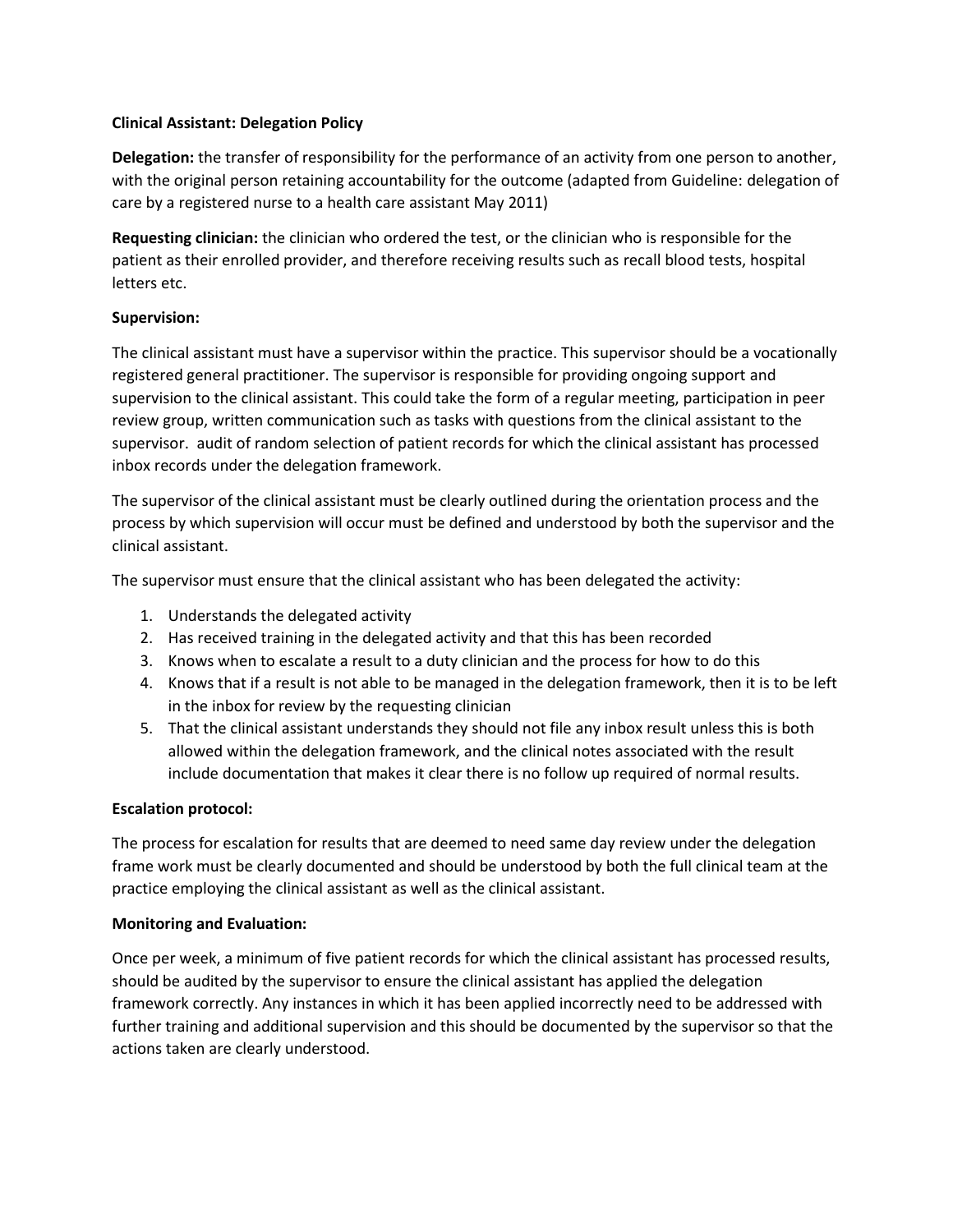**Clinical Assistant: Delegation Policy**

**Delegation:** the transfer of responsibility for the performance of an activity from one person to another, with the original person retaining accountability for the outcome (adapted from Guideline: delegation of care by a registered nurse to a health care assistant May 2011)

**Requesting clinician:** the clinician who ordered the test, or the clinician who is responsible for the patient as their enrolled provider, and therefore receiving results such as recall blood tests, hospital letters etc.

**Supervision:**

The clinical assistant must have a supervisor within the practice. This supervisor should be a vocationally registered general practitioner. The supervisor is responsible for providing ongoing support and supervision to the clinical assistant. This could take the form of a regular meeting, participation in peer review group, written communication such as tasks with questions from the clinical assistant to the supervisor. audit of random selection of patient records for which the clinical assistant has processed inbox records under the delegation framework.

The supervisor of the clinical assistant must be clearly outlined during the orientation process and the process by which supervision will occur must be defined and understood by both the supervisor and the clinical assistant.

The supervisor must ensure that the clinical assistant who has been delegated the activity:

1. Understands the delegated activity
2. Has received training in the delegated activity and that this has been recorded
3. Knows when to escalate a result to a duty clinician and the process for how to do this
4. Knows that if a result is not able to be managed in the delegation framework, then it is to be left in the inbox for review by the requesting clinician
5. That the clinical assistant understands they should not file any inbox result unless this is both allowed within the delegation framework, and the clinical notes associated with the result include documentation that makes it clear there is no follow up required of normal results.

**Escalation protocol:**

The process for escalation for results that are deemed to need same day review under the delegation frame work must be clearly documented and should be understood by both the full clinical team at the practice employing the clinical assistant as well as the clinical assistant.

**Monitoring and Evaluation:**

Once per week, a minimum of five patient records for which the clinical assistant has processed results, should be audited by the supervisor to ensure the clinical assistant has applied the delegation framework correctly. Any instances in which it has been applied incorrectly need to be addressed with further training and additional supervision and this should be documented by the supervisor so that the actions taken are clearly understood.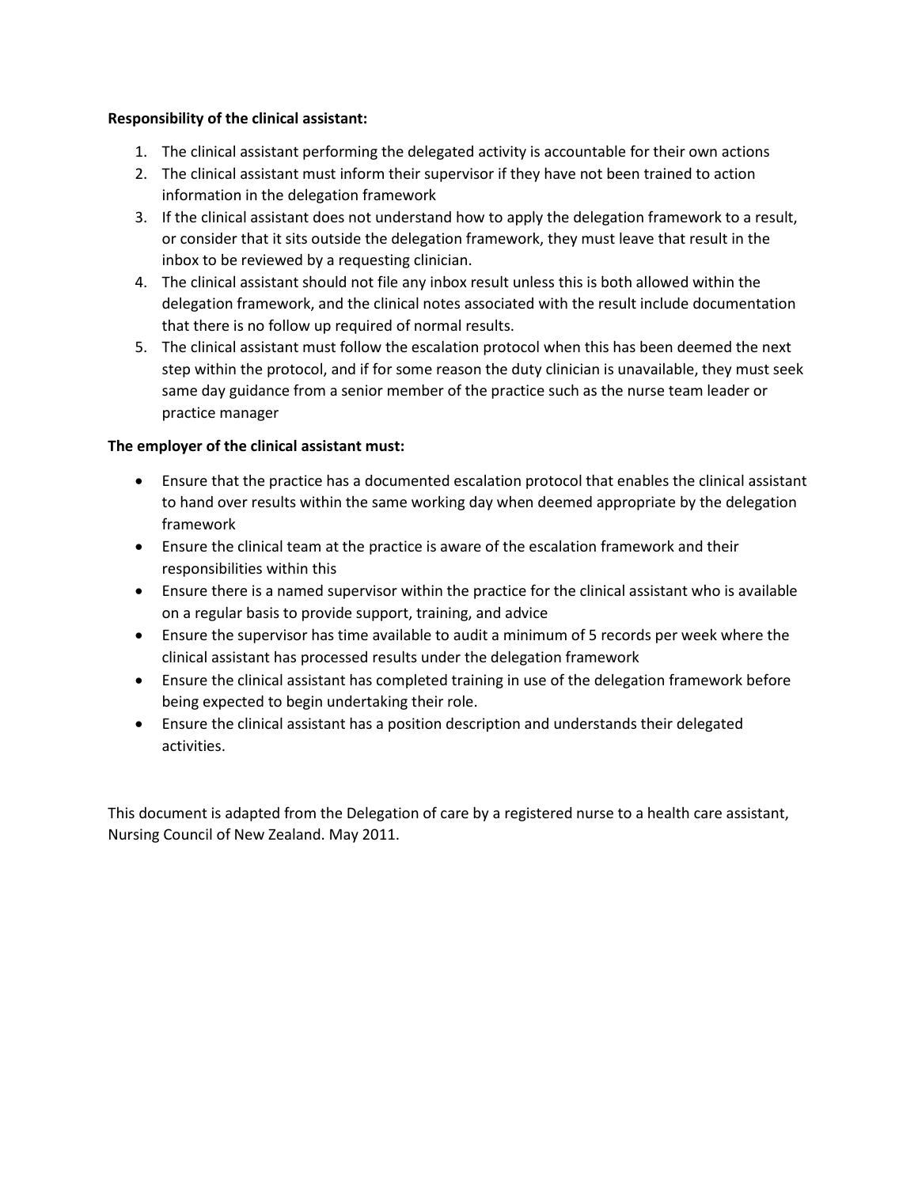**Responsibility of the clinical assistant:**

1. The clinical assistant performing the delegated activity is accountable for their own actions
2. The clinical assistant must inform their supervisor if they have not been trained to action information in the delegation framework
3. If the clinical assistant does not understand how to apply the delegation framework to a result, or consider that it sits outside the delegation framework, they must leave that result in the inbox to be reviewed by a requesting clinician.
4. The clinical assistant should not file any inbox result unless this is both allowed within the delegation framework, and the clinical notes associated with the result include documentation that there is no follow up required of normal results.
5. The clinical assistant must follow the escalation protocol when this has been deemed the next step within the protocol, and if for some reason the duty clinician is unavailable, they must seek same day guidance from a senior member of the practice such as the nurse team leader or practice manager

**The employer of the clinical assistant must:**

- Ensure that the practice has a documented escalation protocol that enables the clinical assistant to hand over results within the same working day when deemed appropriate by the delegation framework
- Ensure the clinical team at the practice is aware of the escalation framework and their responsibilities within this
- Ensure there is a named supervisor within the practice for the clinical assistant who is available on a regular basis to provide support, training, and advice
- Ensure the supervisor has time available to audit a minimum of 5 records per week where the clinical assistant has processed results under the delegation framework
- Ensure the clinical assistant has completed training in use of the delegation framework before being expected to begin undertaking their role.
- Ensure the clinical assistant has a position description and understands their delegated activities.

This document is adapted from the Delegation of care by a registered nurse to a health care assistant, Nursing Council of New Zealand. May 2011.